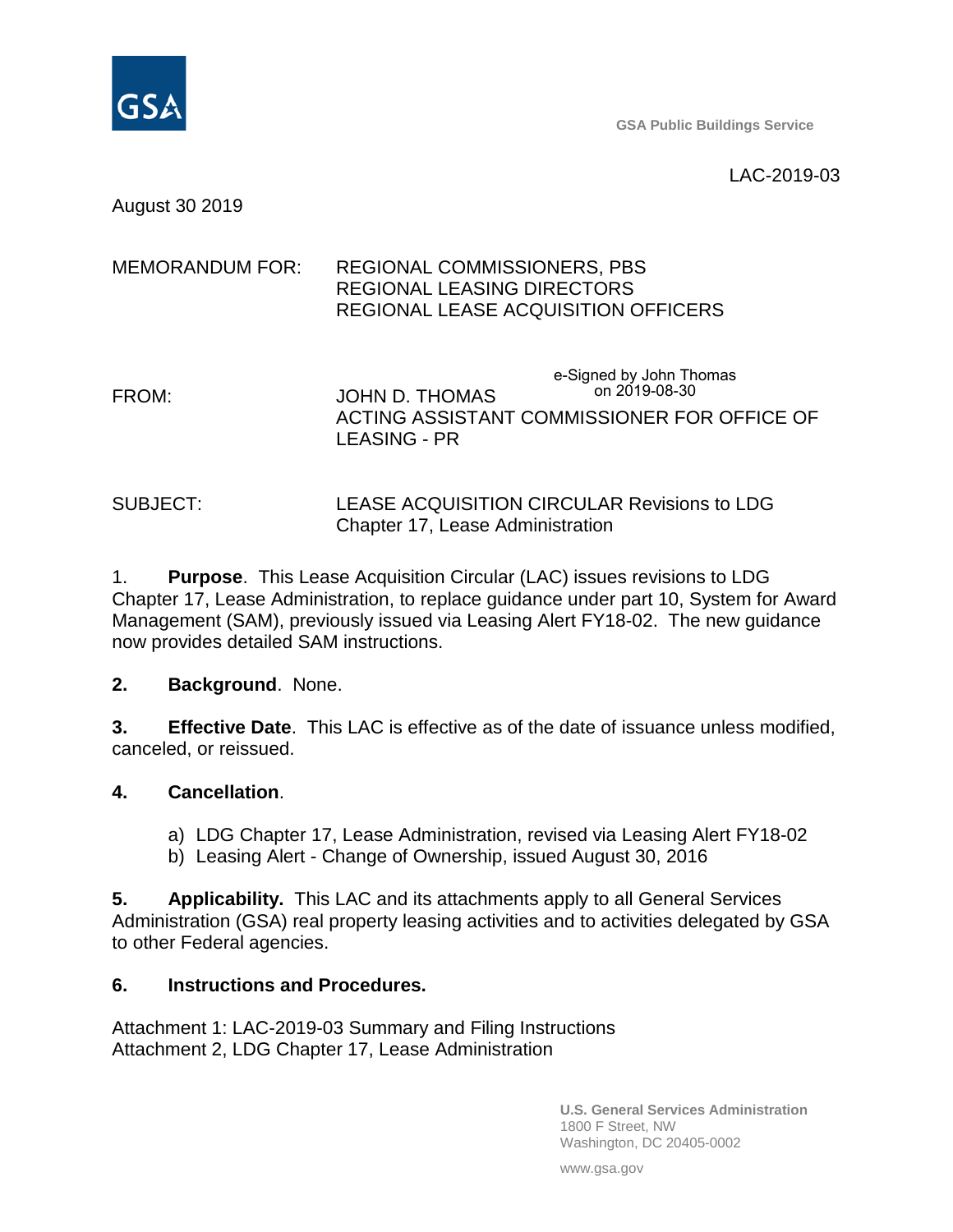GSA Public Buildings Service

LAC-2019-03

August 30 2019

MEMORANDUM FOR: REGIONAL COMMISSIONERS, PBS
REGIONAL LEASING DIRECTORS
REGIONAL LEASE ACQUISITION OFFICERS

FROM: JOHN D. THOMAS
e-Signed by John Thomas on 2019-08-30
ACTING ASSISTANT COMMISSIONER FOR OFFICE OF LEASING - PR

SUBJECT: LEASE ACQUISITION CIRCULAR Revisions to LDG Chapter 17, Lease Administration

1. **Purpose**. This Lease Acquisition Circular (LAC) issues revisions to LDG Chapter 17, Lease Administration, to replace guidance under part 10, System for Award Management (SAM), previously issued via Leasing Alert FY18-02. The new guidance now provides detailed SAM instructions.

**2. Background**. None.

**3. Effective Date**. This LAC is effective as of the date of issuance unless modified, canceled, or reissued.

**4. Cancellation**.

a) LDG Chapter 17, Lease Administration, revised via Leasing Alert FY18-02
b) Leasing Alert - Change of Ownership, issued August 30, 2016

**5. Applicability.** This LAC and its attachments apply to all General Services Administration (GSA) real property leasing activities and to activities delegated by GSA to other Federal agencies.

**6. Instructions and Procedures.**

Attachment 1: LAC-2019-03 Summary and Filing Instructions
Attachment 2, LDG Chapter 17, Lease Administration

U.S. General Services Administration
1800 F Street, NW
Washington, DC 20405-0002

www.gsa.gov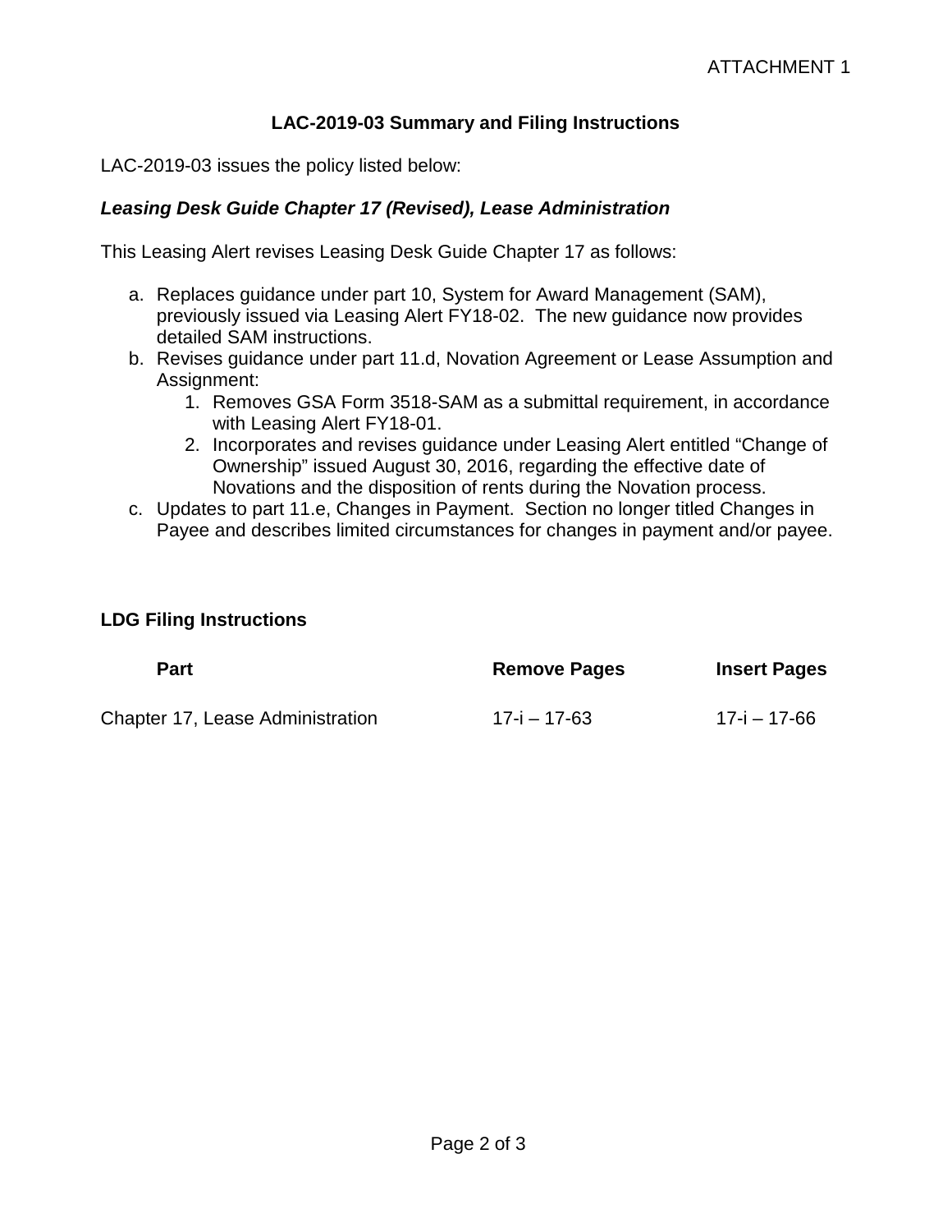ATTACHMENT 1

## LAC-2019-03 Summary and Filing Instructions

LAC-2019-03 issues the policy listed below:

***Leasing Desk Guide Chapter 17 (Revised), Lease Administration***

This Leasing Alert revises Leasing Desk Guide Chapter 17 as follows:

a. Replaces guidance under part 10, System for Award Management (SAM), previously issued via Leasing Alert FY18-02. The new guidance now provides detailed SAM instructions.
b. Revises guidance under part 11.d, Novation Agreement or Lease Assumption and Assignment:
   1. Removes GSA Form 3518-SAM as a submittal requirement, in accordance with Leasing Alert FY18-01.
   2. Incorporates and revises guidance under Leasing Alert entitled "Change of Ownership" issued August 30, 2016, regarding the effective date of Novations and the disposition of rents during the Novation process.
c. Updates to part 11.e, Changes in Payment. Section no longer titled Changes in Payee and describes limited circumstances for changes in payment and/or payee.

**LDG Filing Instructions**

| Part | Remove Pages | Insert Pages |
|---|---|---|
| Chapter 17, Lease Administration | 17-i – 17-63 | 17-i – 17-66 |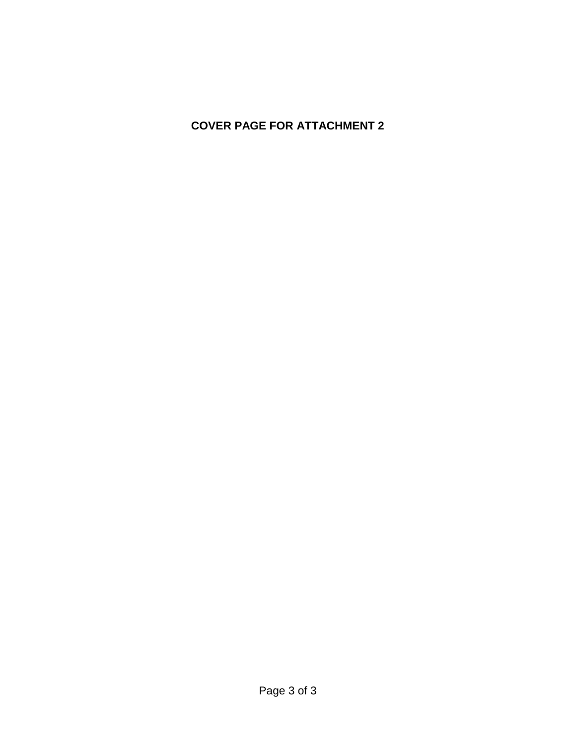**COVER PAGE FOR ATTACHMENT 2**